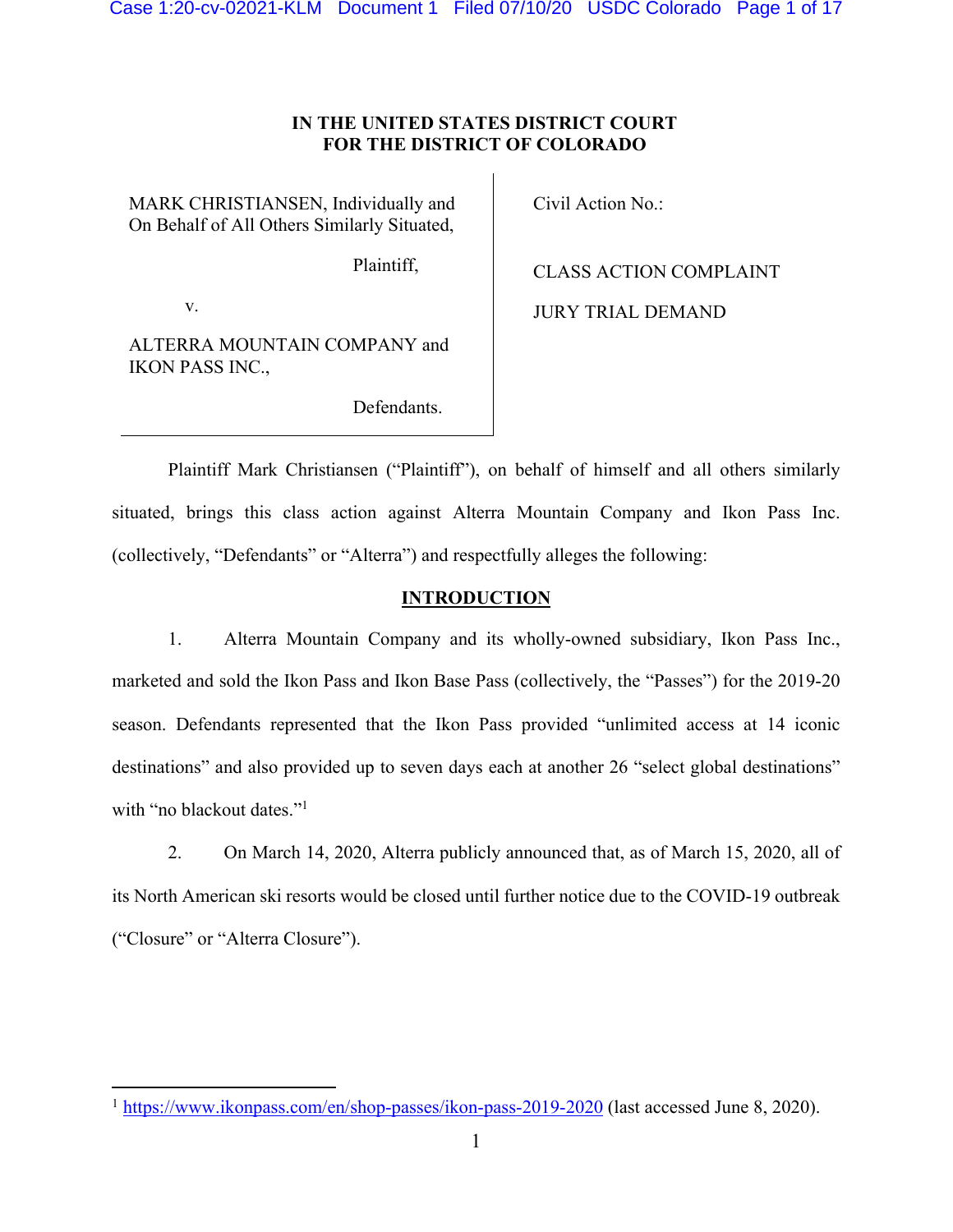**IN THE UNITED STATES DISTRICT COURT**
**FOR THE DISTRICT OF COLORADO**

| | |
|---|---|
| MARK CHRISTIANSEN, Individually and On Behalf of All Others Similarly Situated,<br><br>Plaintiff,<br><br>v.<br><br>ALTERRA MOUNTAIN COMPANY and IKON PASS INC.,<br><br>Defendants. | Civil Action No.:<br><br>CLASS ACTION COMPLAINT<br><br>JURY TRIAL DEMAND |

Plaintiff Mark Christiansen ("Plaintiff"), on behalf of himself and all others similarly situated, brings this class action against Alterra Mountain Company and Ikon Pass Inc. (collectively, "Defendants" or "Alterra") and respectfully alleges the following:

## INTRODUCTION

1. Alterra Mountain Company and its wholly-owned subsidiary, Ikon Pass Inc., marketed and sold the Ikon Pass and Ikon Base Pass (collectively, the "Passes") for the 2019-20 season. Defendants represented that the Ikon Pass provided "unlimited access at 14 iconic destinations" and also provided up to seven days each at another 26 "select global destinations" with "no blackout dates."[1]

2. On March 14, 2020, Alterra publicly announced that, as of March 15, 2020, all of its North American ski resorts would be closed until further notice due to the COVID-19 outbreak ("Closure" or "Alterra Closure").

[1] https://www.ikonpass.com/en/shop-passes/ikon-pass-2019-2020 (last accessed June 8, 2020).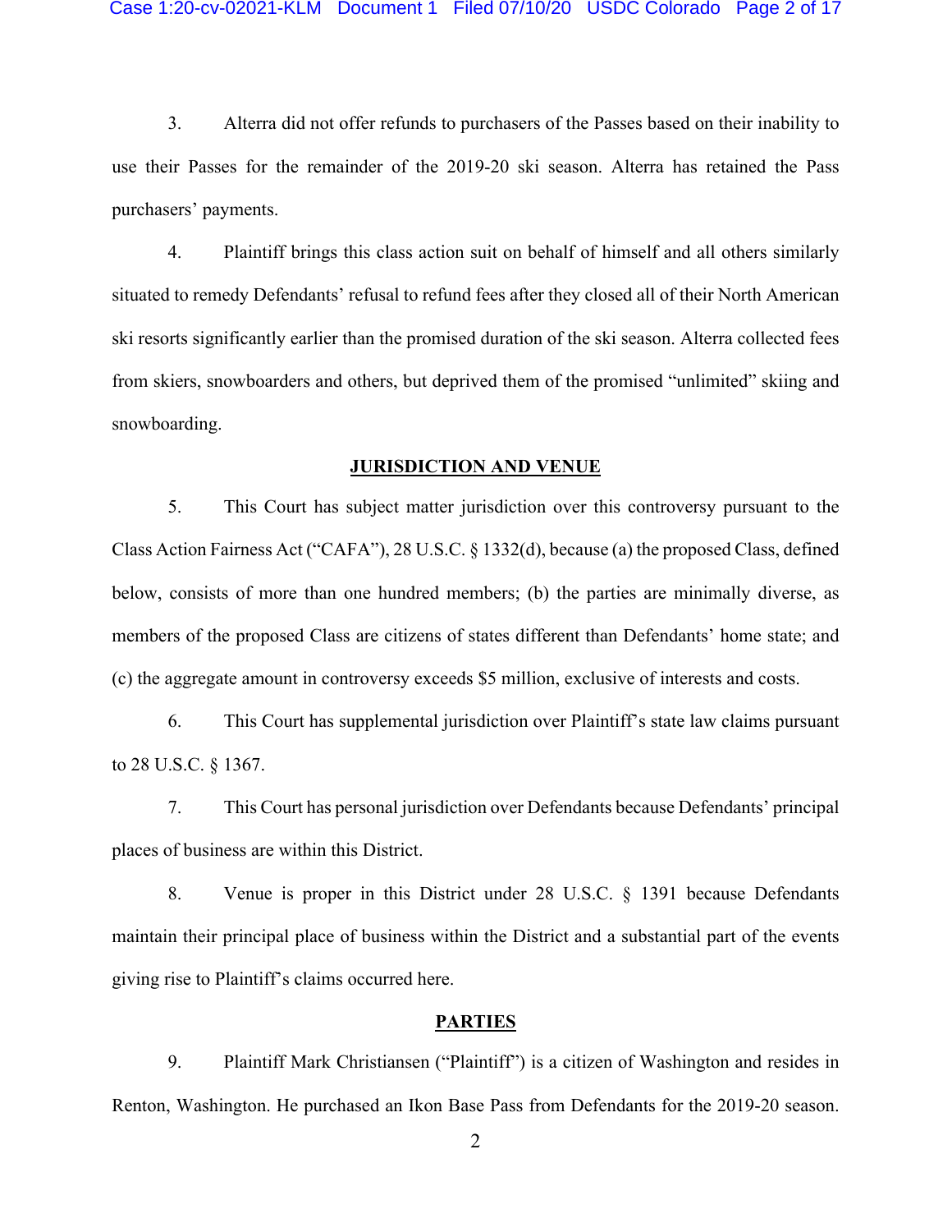3. Alterra did not offer refunds to purchasers of the Passes based on their inability to use their Passes for the remainder of the 2019-20 ski season. Alterra has retained the Pass purchasers' payments.

4. Plaintiff brings this class action suit on behalf of himself and all others similarly situated to remedy Defendants' refusal to refund fees after they closed all of their North American ski resorts significantly earlier than the promised duration of the ski season. Alterra collected fees from skiers, snowboarders and others, but deprived them of the promised "unlimited" skiing and snowboarding.

## JURISDICTION AND VENUE

5. This Court has subject matter jurisdiction over this controversy pursuant to the Class Action Fairness Act ("CAFA"), 28 U.S.C. § 1332(d), because (a) the proposed Class, defined below, consists of more than one hundred members; (b) the parties are minimally diverse, as members of the proposed Class are citizens of states different than Defendants' home state; and (c) the aggregate amount in controversy exceeds $5 million, exclusive of interests and costs.

6. This Court has supplemental jurisdiction over Plaintiff's state law claims pursuant to 28 U.S.C. § 1367.

7. This Court has personal jurisdiction over Defendants because Defendants' principal places of business are within this District.

8. Venue is proper in this District under 28 U.S.C. § 1391 because Defendants maintain their principal place of business within the District and a substantial part of the events giving rise to Plaintiff's claims occurred here.

## PARTIES

9. Plaintiff Mark Christiansen ("Plaintiff") is a citizen of Washington and resides in Renton, Washington. He purchased an Ikon Base Pass from Defendants for the 2019-20 season.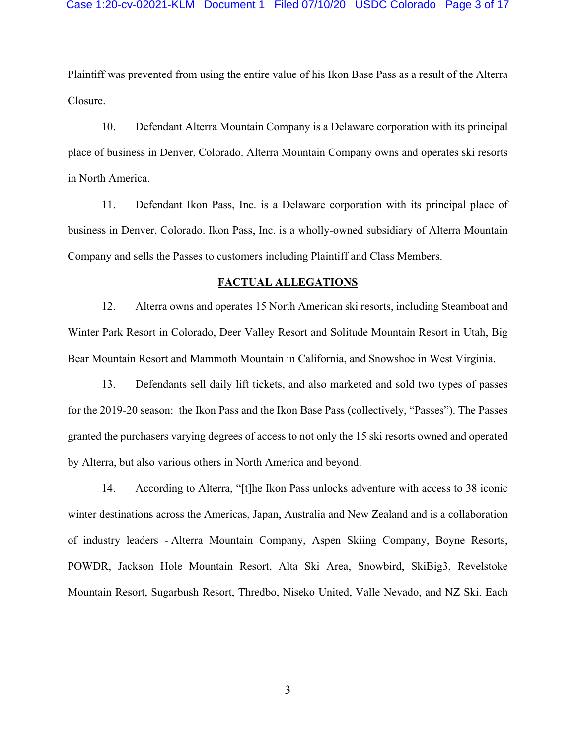Plaintiff was prevented from using the entire value of his Ikon Base Pass as a result of the Alterra Closure.

10. Defendant Alterra Mountain Company is a Delaware corporation with its principal place of business in Denver, Colorado. Alterra Mountain Company owns and operates ski resorts in North America.

11. Defendant Ikon Pass, Inc. is a Delaware corporation with its principal place of business in Denver, Colorado. Ikon Pass, Inc. is a wholly-owned subsidiary of Alterra Mountain Company and sells the Passes to customers including Plaintiff and Class Members.

## FACTUAL ALLEGATIONS

12. Alterra owns and operates 15 North American ski resorts, including Steamboat and Winter Park Resort in Colorado, Deer Valley Resort and Solitude Mountain Resort in Utah, Big Bear Mountain Resort and Mammoth Mountain in California, and Snowshoe in West Virginia.

13. Defendants sell daily lift tickets, and also marketed and sold two types of passes for the 2019-20 season: the Ikon Pass and the Ikon Base Pass (collectively, "Passes"). The Passes granted the purchasers varying degrees of access to not only the 15 ski resorts owned and operated by Alterra, but also various others in North America and beyond.

14. According to Alterra, "[t]he Ikon Pass unlocks adventure with access to 38 iconic winter destinations across the Americas, Japan, Australia and New Zealand and is a collaboration of industry leaders - Alterra Mountain Company, Aspen Skiing Company, Boyne Resorts, POWDR, Jackson Hole Mountain Resort, Alta Ski Area, Snowbird, SkiBig3, Revelstoke Mountain Resort, Sugarbush Resort, Thredbo, Niseko United, Valle Nevado, and NZ Ski. Each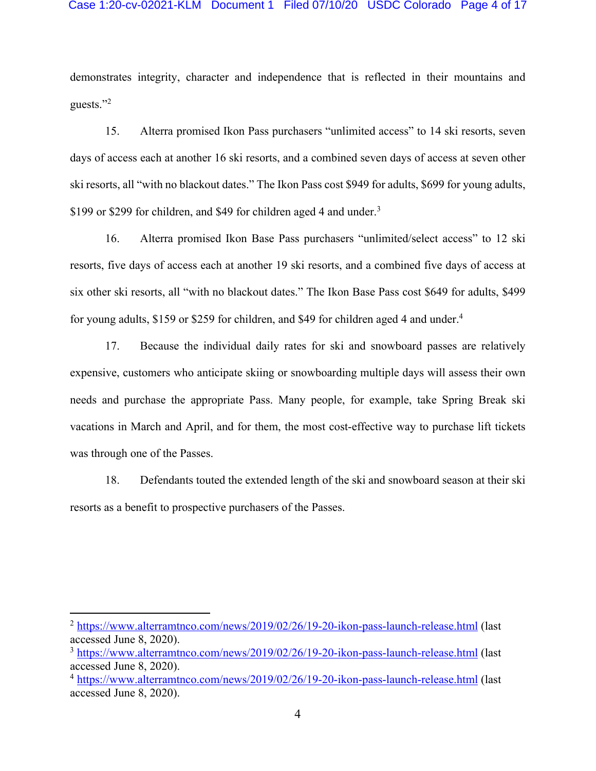demonstrates integrity, character and independence that is reflected in their mountains and guests."[2]

15. Alterra promised Ikon Pass purchasers "unlimited access" to 14 ski resorts, seven days of access each at another 16 ski resorts, and a combined seven days of access at seven other ski resorts, all "with no blackout dates." The Ikon Pass cost $949 for adults, $699 for young adults, $199 or $299 for children, and $49 for children aged 4 and under.[3]

16. Alterra promised Ikon Base Pass purchasers "unlimited/select access" to 12 ski resorts, five days of access each at another 19 ski resorts, and a combined five days of access at six other ski resorts, all "with no blackout dates." The Ikon Base Pass cost $649 for adults, $499 for young adults, $159 or $259 for children, and $49 for children aged 4 and under.[4]

17. Because the individual daily rates for ski and snowboard passes are relatively expensive, customers who anticipate skiing or snowboarding multiple days will assess their own needs and purchase the appropriate Pass. Many people, for example, take Spring Break ski vacations in March and April, and for them, the most cost-effective way to purchase lift tickets was through one of the Passes.

18. Defendants touted the extended length of the ski and snowboard season at their ski resorts as a benefit to prospective purchasers of the Passes.

---

[2] https://www.alterramtnco.com/news/2019/02/26/19-20-ikon-pass-launch-release.html (last accessed June 8, 2020).

[3] https://www.alterramtnco.com/news/2019/02/26/19-20-ikon-pass-launch-release.html (last accessed June 8, 2020).

[4] https://www.alterramtnco.com/news/2019/02/26/19-20-ikon-pass-launch-release.html (last accessed June 8, 2020).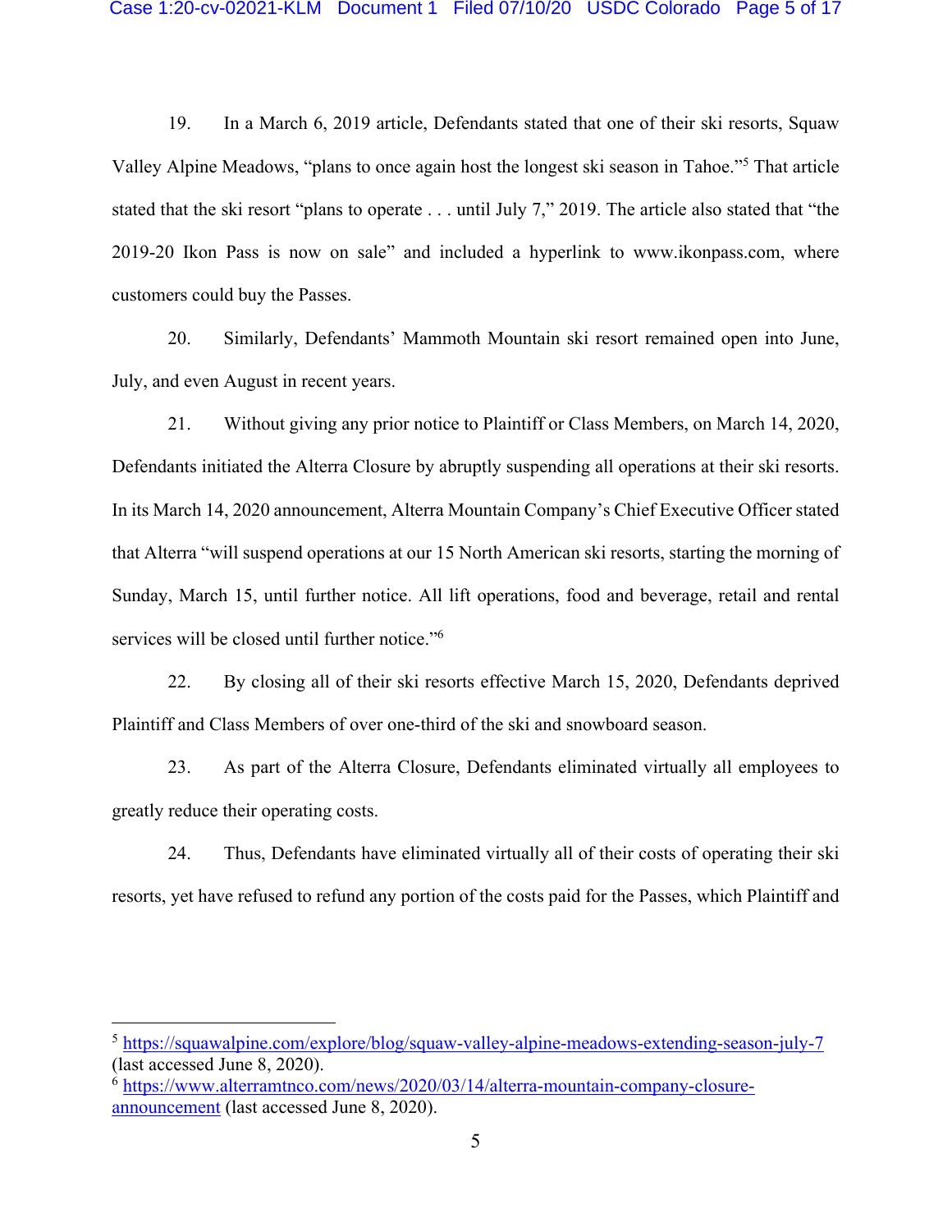19. In a March 6, 2019 article, Defendants stated that one of their ski resorts, Squaw Valley Alpine Meadows, "plans to once again host the longest ski season in Tahoe."[5] That article stated that the ski resort "plans to operate . . . until July 7," 2019. The article also stated that "the 2019-20 Ikon Pass is now on sale" and included a hyperlink to www.ikonpass.com, where customers could buy the Passes.

20. Similarly, Defendants' Mammoth Mountain ski resort remained open into June, July, and even August in recent years.

21. Without giving any prior notice to Plaintiff or Class Members, on March 14, 2020, Defendants initiated the Alterra Closure by abruptly suspending all operations at their ski resorts. In its March 14, 2020 announcement, Alterra Mountain Company's Chief Executive Officer stated that Alterra "will suspend operations at our 15 North American ski resorts, starting the morning of Sunday, March 15, until further notice. All lift operations, food and beverage, retail and rental services will be closed until further notice."[6]

22. By closing all of their ski resorts effective March 15, 2020, Defendants deprived Plaintiff and Class Members of over one-third of the ski and snowboard season.

23. As part of the Alterra Closure, Defendants eliminated virtually all employees to greatly reduce their operating costs.

24. Thus, Defendants have eliminated virtually all of their costs of operating their ski resorts, yet have refused to refund any portion of the costs paid for the Passes, which Plaintiff and

---

[5] https://squawalpine.com/explore/blog/squaw-valley-alpine-meadows-extending-season-july-7 (last accessed June 8, 2020).

[6] https://www.alterramtnco.com/news/2020/03/14/alterra-mountain-company-closure-announcement (last accessed June 8, 2020).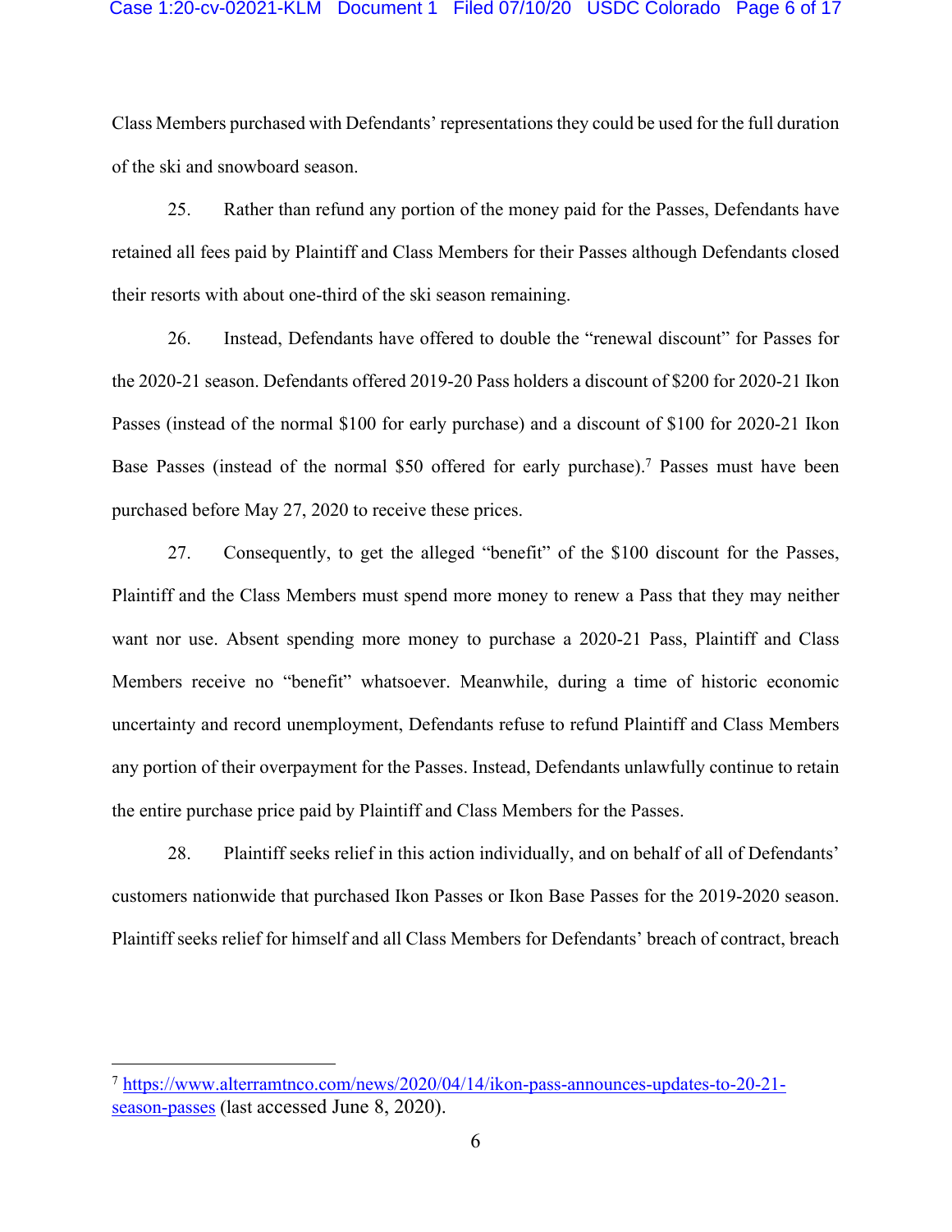Class Members purchased with Defendants' representations they could be used for the full duration of the ski and snowboard season.

25. Rather than refund any portion of the money paid for the Passes, Defendants have retained all fees paid by Plaintiff and Class Members for their Passes although Defendants closed their resorts with about one-third of the ski season remaining.

26. Instead, Defendants have offered to double the "renewal discount" for Passes for the 2020-21 season. Defendants offered 2019-20 Pass holders a discount of $200 for 2020-21 Ikon Passes (instead of the normal $100 for early purchase) and a discount of $100 for 2020-21 Ikon Base Passes (instead of the normal $50 offered for early purchase).[7] Passes must have been purchased before May 27, 2020 to receive these prices.

27. Consequently, to get the alleged "benefit" of the $100 discount for the Passes, Plaintiff and the Class Members must spend more money to renew a Pass that they may neither want nor use. Absent spending more money to purchase a 2020-21 Pass, Plaintiff and Class Members receive no "benefit" whatsoever. Meanwhile, during a time of historic economic uncertainty and record unemployment, Defendants refuse to refund Plaintiff and Class Members any portion of their overpayment for the Passes. Instead, Defendants unlawfully continue to retain the entire purchase price paid by Plaintiff and Class Members for the Passes.

28. Plaintiff seeks relief in this action individually, and on behalf of all of Defendants' customers nationwide that purchased Ikon Passes or Ikon Base Passes for the 2019-2020 season. Plaintiff seeks relief for himself and all Class Members for Defendants' breach of contract, breach

---

[7] https://www.alterramtnco.com/news/2020/04/14/ikon-pass-announces-updates-to-20-21-season-passes (last accessed June 8, 2020).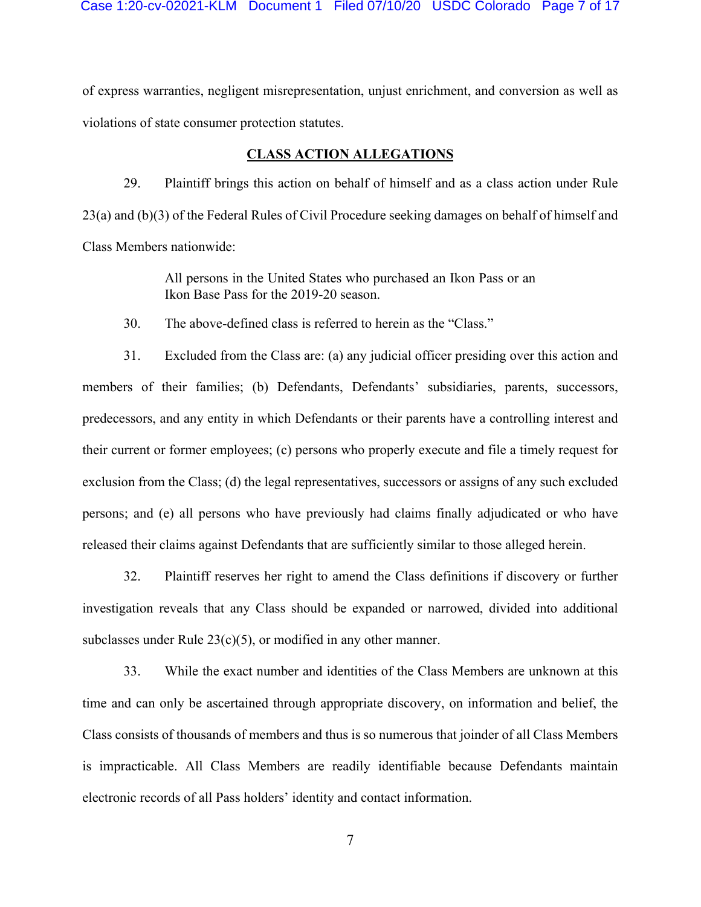of express warranties, negligent misrepresentation, unjust enrichment, and conversion as well as violations of state consumer protection statutes.

## CLASS ACTION ALLEGATIONS

29. Plaintiff brings this action on behalf of himself and as a class action under Rule 23(a) and (b)(3) of the Federal Rules of Civil Procedure seeking damages on behalf of himself and Class Members nationwide:

> All persons in the United States who purchased an Ikon Pass or an Ikon Base Pass for the 2019-20 season.

30. The above-defined class is referred to herein as the "Class."

31. Excluded from the Class are: (a) any judicial officer presiding over this action and members of their families; (b) Defendants, Defendants' subsidiaries, parents, successors, predecessors, and any entity in which Defendants or their parents have a controlling interest and their current or former employees; (c) persons who properly execute and file a timely request for exclusion from the Class; (d) the legal representatives, successors or assigns of any such excluded persons; and (e) all persons who have previously had claims finally adjudicated or who have released their claims against Defendants that are sufficiently similar to those alleged herein.

32. Plaintiff reserves her right to amend the Class definitions if discovery or further investigation reveals that any Class should be expanded or narrowed, divided into additional subclasses under Rule 23(c)(5), or modified in any other manner.

33. While the exact number and identities of the Class Members are unknown at this time and can only be ascertained through appropriate discovery, on information and belief, the Class consists of thousands of members and thus is so numerous that joinder of all Class Members is impracticable. All Class Members are readily identifiable because Defendants maintain electronic records of all Pass holders' identity and contact information.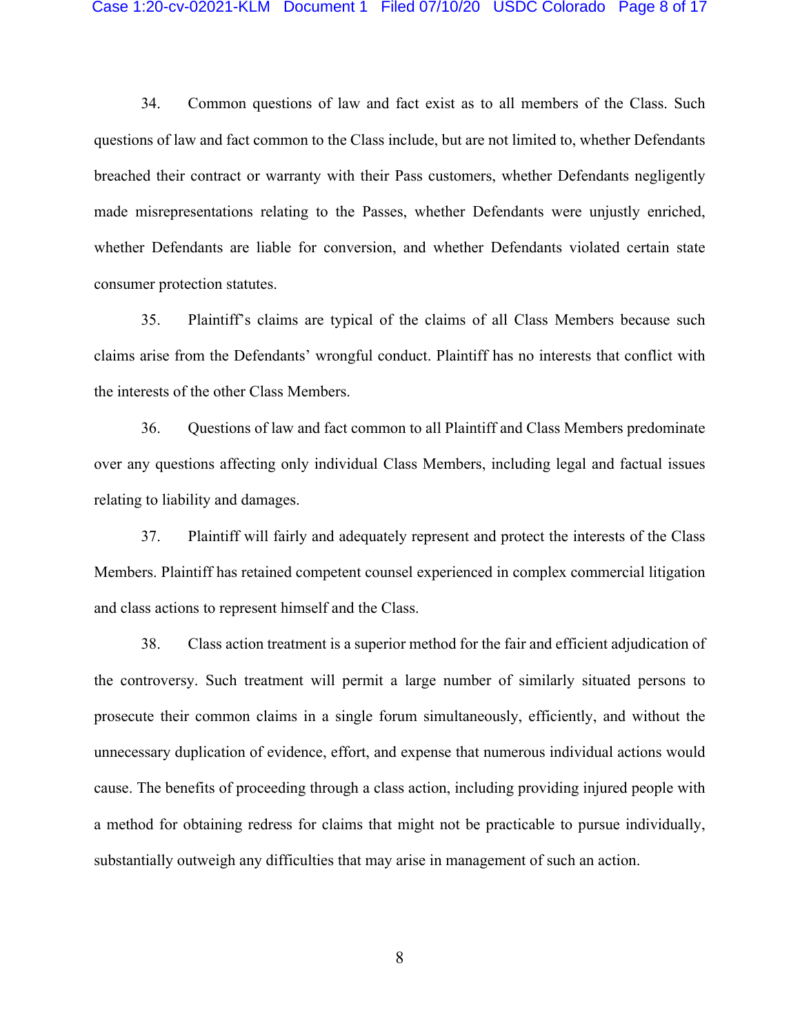34. Common questions of law and fact exist as to all members of the Class. Such questions of law and fact common to the Class include, but are not limited to, whether Defendants breached their contract or warranty with their Pass customers, whether Defendants negligently made misrepresentations relating to the Passes, whether Defendants were unjustly enriched, whether Defendants are liable for conversion, and whether Defendants violated certain state consumer protection statutes.

35. Plaintiff's claims are typical of the claims of all Class Members because such claims arise from the Defendants' wrongful conduct. Plaintiff has no interests that conflict with the interests of the other Class Members.

36. Questions of law and fact common to all Plaintiff and Class Members predominate over any questions affecting only individual Class Members, including legal and factual issues relating to liability and damages.

37. Plaintiff will fairly and adequately represent and protect the interests of the Class Members. Plaintiff has retained competent counsel experienced in complex commercial litigation and class actions to represent himself and the Class.

38. Class action treatment is a superior method for the fair and efficient adjudication of the controversy. Such treatment will permit a large number of similarly situated persons to prosecute their common claims in a single forum simultaneously, efficiently, and without the unnecessary duplication of evidence, effort, and expense that numerous individual actions would cause. The benefits of proceeding through a class action, including providing injured people with a method for obtaining redress for claims that might not be practicable to pursue individually, substantially outweigh any difficulties that may arise in management of such an action.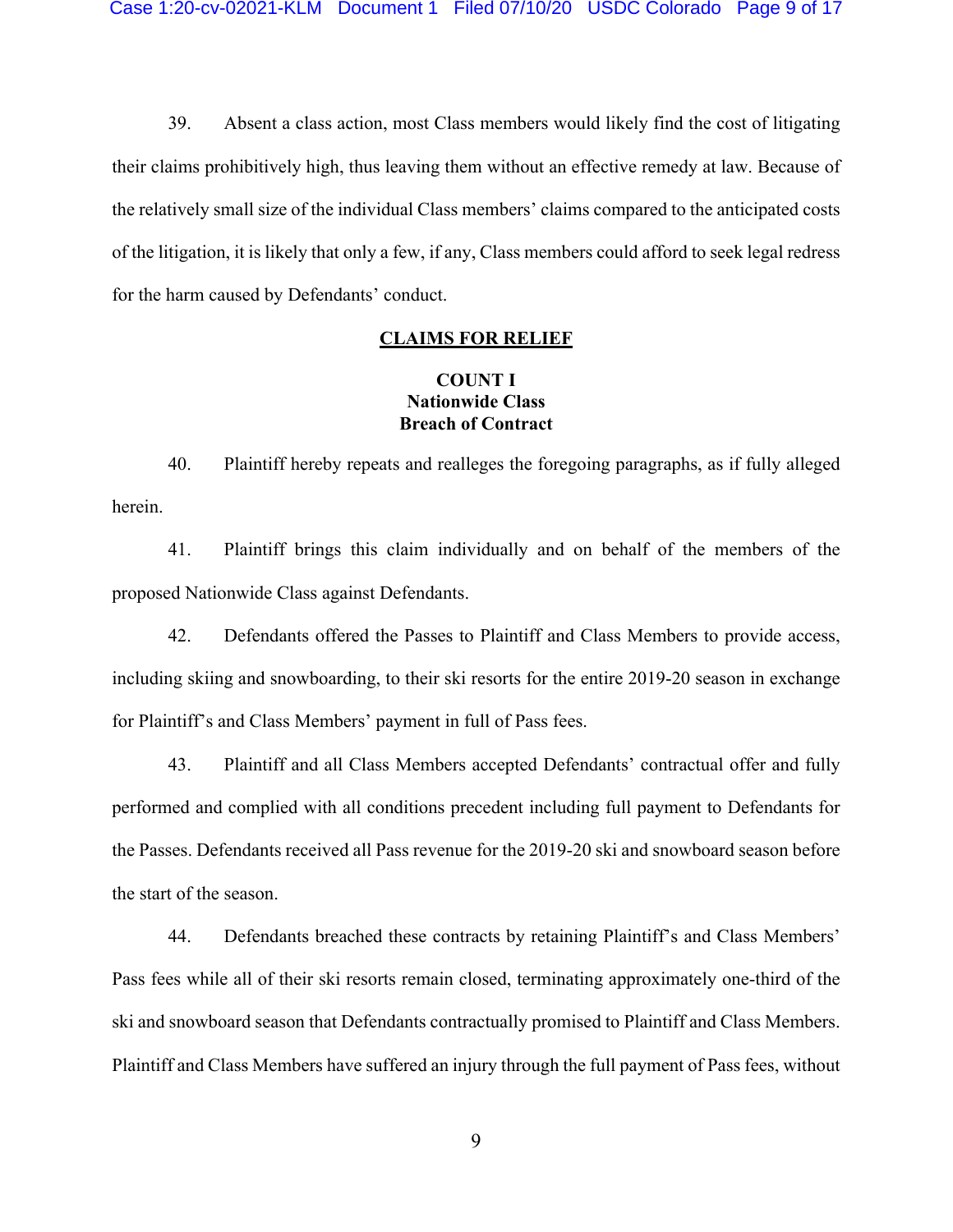39. Absent a class action, most Class members would likely find the cost of litigating their claims prohibitively high, thus leaving them without an effective remedy at law. Because of the relatively small size of the individual Class members' claims compared to the anticipated costs of the litigation, it is likely that only a few, if any, Class members could afford to seek legal redress for the harm caused by Defendants' conduct.

## CLAIMS FOR RELIEF

### COUNT I
### Nationwide Class
### Breach of Contract

40. Plaintiff hereby repeats and realleges the foregoing paragraphs, as if fully alleged herein.

41. Plaintiff brings this claim individually and on behalf of the members of the proposed Nationwide Class against Defendants.

42. Defendants offered the Passes to Plaintiff and Class Members to provide access, including skiing and snowboarding, to their ski resorts for the entire 2019-20 season in exchange for Plaintiff's and Class Members' payment in full of Pass fees.

43. Plaintiff and all Class Members accepted Defendants' contractual offer and fully performed and complied with all conditions precedent including full payment to Defendants for the Passes. Defendants received all Pass revenue for the 2019-20 ski and snowboard season before the start of the season.

44. Defendants breached these contracts by retaining Plaintiff's and Class Members' Pass fees while all of their ski resorts remain closed, terminating approximately one-third of the ski and snowboard season that Defendants contractually promised to Plaintiff and Class Members. Plaintiff and Class Members have suffered an injury through the full payment of Pass fees, without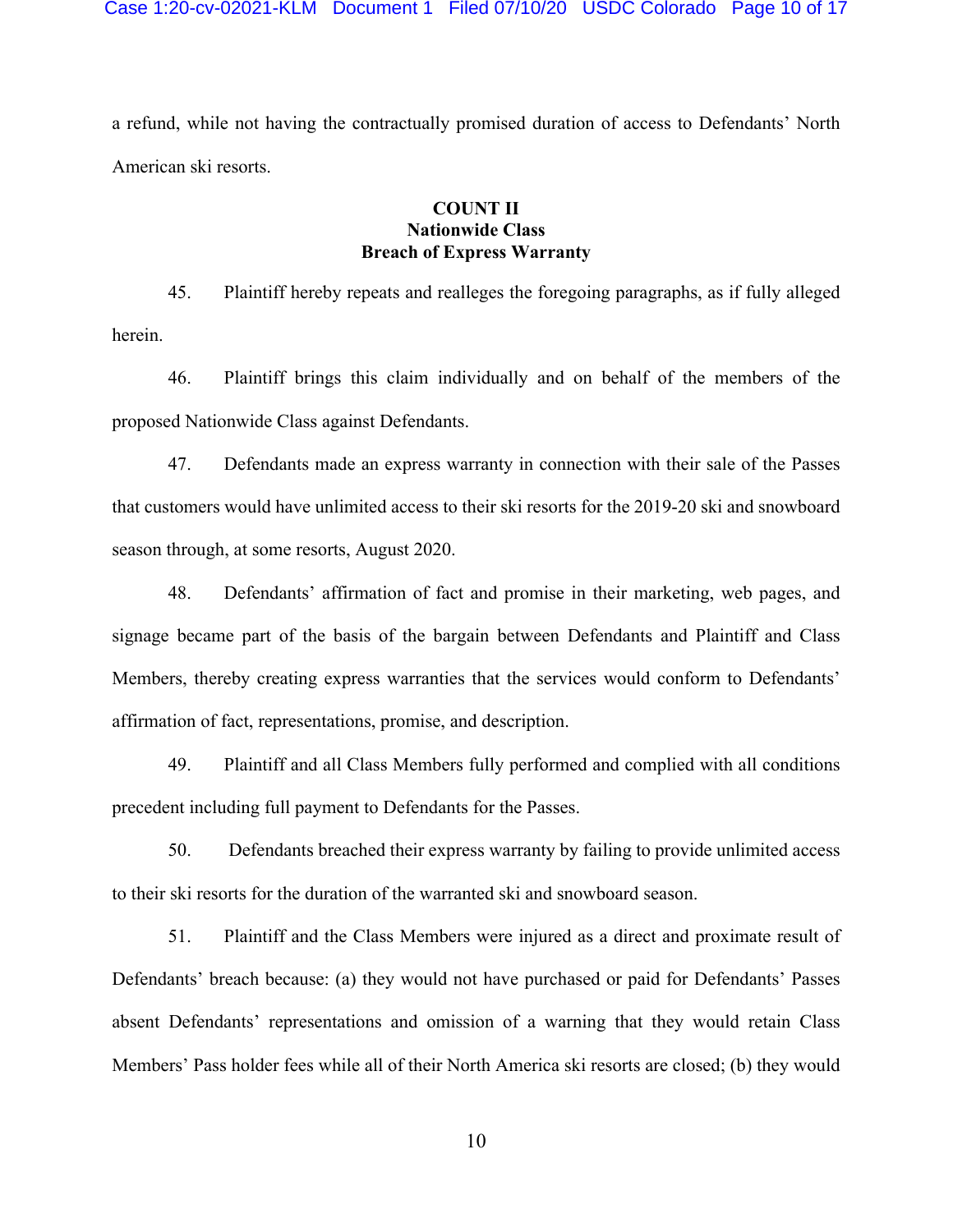a refund, while not having the contractually promised duration of access to Defendants' North American ski resorts.

**COUNT II**
**Nationwide Class**
**Breach of Express Warranty**

45. Plaintiff hereby repeats and realleges the foregoing paragraphs, as if fully alleged herein.

46. Plaintiff brings this claim individually and on behalf of the members of the proposed Nationwide Class against Defendants.

47. Defendants made an express warranty in connection with their sale of the Passes that customers would have unlimited access to their ski resorts for the 2019-20 ski and snowboard season through, at some resorts, August 2020.

48. Defendants' affirmation of fact and promise in their marketing, web pages, and signage became part of the basis of the bargain between Defendants and Plaintiff and Class Members, thereby creating express warranties that the services would conform to Defendants' affirmation of fact, representations, promise, and description.

49. Plaintiff and all Class Members fully performed and complied with all conditions precedent including full payment to Defendants for the Passes.

50. Defendants breached their express warranty by failing to provide unlimited access to their ski resorts for the duration of the warranted ski and snowboard season.

51. Plaintiff and the Class Members were injured as a direct and proximate result of Defendants' breach because: (a) they would not have purchased or paid for Defendants' Passes absent Defendants' representations and omission of a warning that they would retain Class Members' Pass holder fees while all of their North America ski resorts are closed; (b) they would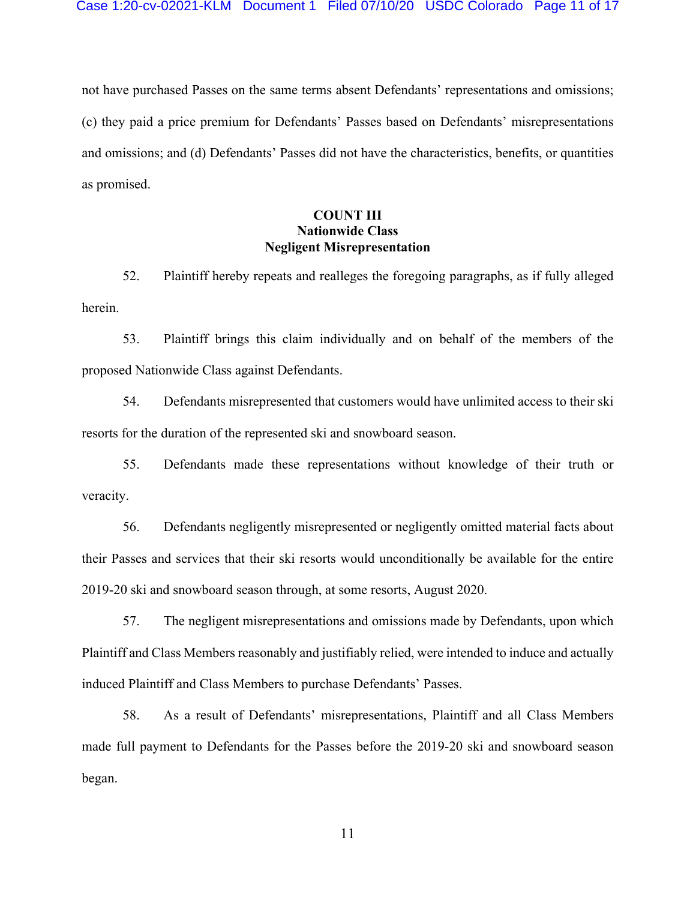not have purchased Passes on the same terms absent Defendants' representations and omissions; (c) they paid a price premium for Defendants' Passes based on Defendants' misrepresentations and omissions; and (d) Defendants' Passes did not have the characteristics, benefits, or quantities as promised.

**COUNT III**
**Nationwide Class**
**Negligent Misrepresentation**

52. Plaintiff hereby repeats and realleges the foregoing paragraphs, as if fully alleged herein.

53. Plaintiff brings this claim individually and on behalf of the members of the proposed Nationwide Class against Defendants.

54. Defendants misrepresented that customers would have unlimited access to their ski resorts for the duration of the represented ski and snowboard season.

55. Defendants made these representations without knowledge of their truth or veracity.

56. Defendants negligently misrepresented or negligently omitted material facts about their Passes and services that their ski resorts would unconditionally be available for the entire 2019-20 ski and snowboard season through, at some resorts, August 2020.

57. The negligent misrepresentations and omissions made by Defendants, upon which Plaintiff and Class Members reasonably and justifiably relied, were intended to induce and actually induced Plaintiff and Class Members to purchase Defendants' Passes.

58. As a result of Defendants' misrepresentations, Plaintiff and all Class Members made full payment to Defendants for the Passes before the 2019-20 ski and snowboard season began.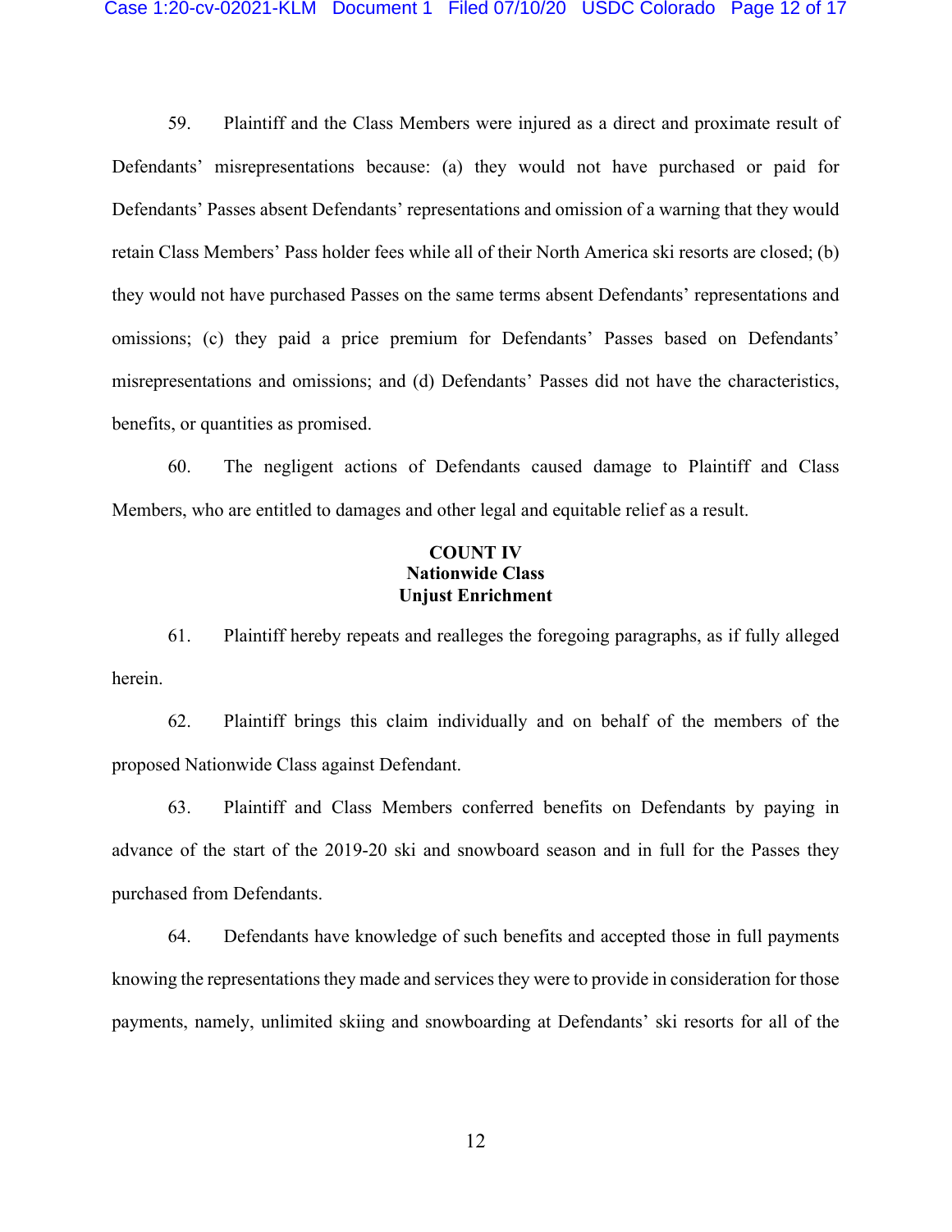59. Plaintiff and the Class Members were injured as a direct and proximate result of Defendants' misrepresentations because: (a) they would not have purchased or paid for Defendants' Passes absent Defendants' representations and omission of a warning that they would retain Class Members' Pass holder fees while all of their North America ski resorts are closed; (b) they would not have purchased Passes on the same terms absent Defendants' representations and omissions; (c) they paid a price premium for Defendants' Passes based on Defendants' misrepresentations and omissions; and (d) Defendants' Passes did not have the characteristics, benefits, or quantities as promised.

60. The negligent actions of Defendants caused damage to Plaintiff and Class Members, who are entitled to damages and other legal and equitable relief as a result.

**COUNT IV**
**Nationwide Class**
**Unjust Enrichment**

61. Plaintiff hereby repeats and realleges the foregoing paragraphs, as if fully alleged herein.

62. Plaintiff brings this claim individually and on behalf of the members of the proposed Nationwide Class against Defendant.

63. Plaintiff and Class Members conferred benefits on Defendants by paying in advance of the start of the 2019-20 ski and snowboard season and in full for the Passes they purchased from Defendants.

64. Defendants have knowledge of such benefits and accepted those in full payments knowing the representations they made and services they were to provide in consideration for those payments, namely, unlimited skiing and snowboarding at Defendants' ski resorts for all of the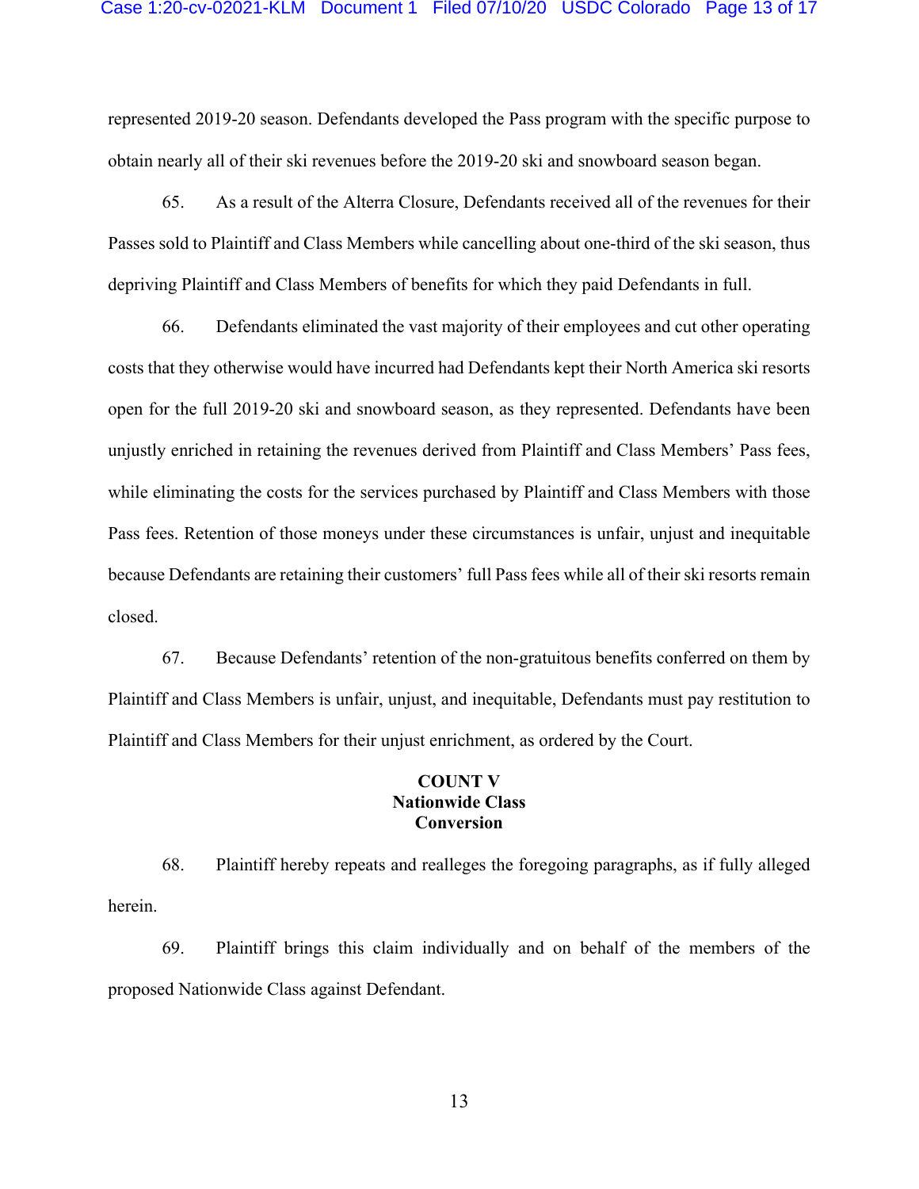represented 2019-20 season. Defendants developed the Pass program with the specific purpose to obtain nearly all of their ski revenues before the 2019-20 ski and snowboard season began.

65. As a result of the Alterra Closure, Defendants received all of the revenues for their Passes sold to Plaintiff and Class Members while cancelling about one-third of the ski season, thus depriving Plaintiff and Class Members of benefits for which they paid Defendants in full.

66. Defendants eliminated the vast majority of their employees and cut other operating costs that they otherwise would have incurred had Defendants kept their North America ski resorts open for the full 2019-20 ski and snowboard season, as they represented. Defendants have been unjustly enriched in retaining the revenues derived from Plaintiff and Class Members' Pass fees, while eliminating the costs for the services purchased by Plaintiff and Class Members with those Pass fees. Retention of those moneys under these circumstances is unfair, unjust and inequitable because Defendants are retaining their customers' full Pass fees while all of their ski resorts remain closed.

67. Because Defendants' retention of the non-gratuitous benefits conferred on them by Plaintiff and Class Members is unfair, unjust, and inequitable, Defendants must pay restitution to Plaintiff and Class Members for their unjust enrichment, as ordered by the Court.

**COUNT V**
**Nationwide Class**
**Conversion**

68. Plaintiff hereby repeats and realleges the foregoing paragraphs, as if fully alleged herein.

69. Plaintiff brings this claim individually and on behalf of the members of the proposed Nationwide Class against Defendant.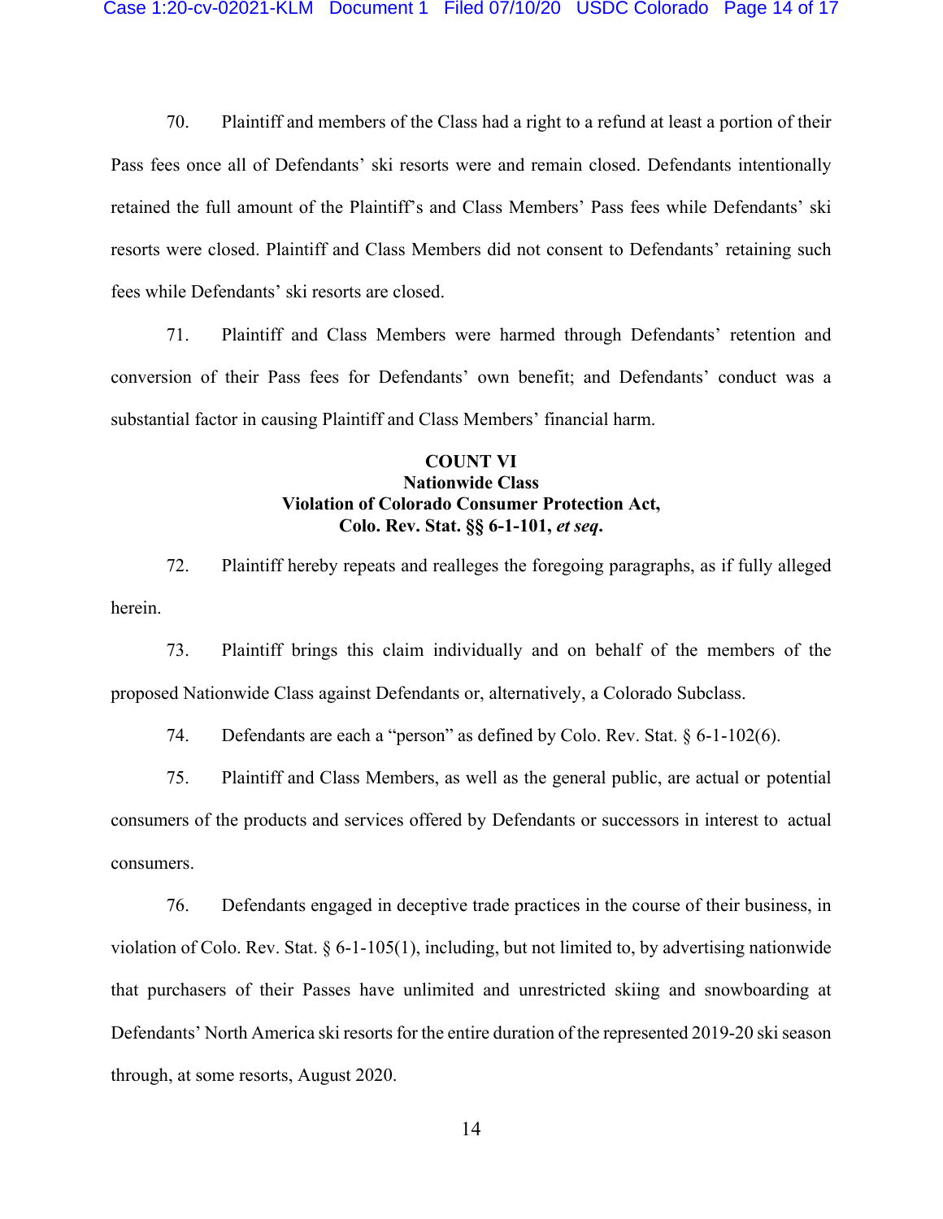70. Plaintiff and members of the Class had a right to a refund at least a portion of their Pass fees once all of Defendants' ski resorts were and remain closed. Defendants intentionally retained the full amount of the Plaintiff's and Class Members' Pass fees while Defendants' ski resorts were closed. Plaintiff and Class Members did not consent to Defendants' retaining such fees while Defendants' ski resorts are closed.

71. Plaintiff and Class Members were harmed through Defendants' retention and conversion of their Pass fees for Defendants' own benefit; and Defendants' conduct was a substantial factor in causing Plaintiff and Class Members' financial harm.

**COUNT VI**
**Nationwide Class**
**Violation of Colorado Consumer Protection Act,**
**Colo. Rev. Stat. §§ 6-1-101, *et seq*.**

72. Plaintiff hereby repeats and realleges the foregoing paragraphs, as if fully alleged herein.

73. Plaintiff brings this claim individually and on behalf of the members of the proposed Nationwide Class against Defendants or, alternatively, a Colorado Subclass.

74. Defendants are each a "person" as defined by Colo. Rev. Stat. § 6-1-102(6).

75. Plaintiff and Class Members, as well as the general public, are actual or potential consumers of the products and services offered by Defendants or successors in interest to actual consumers.

76. Defendants engaged in deceptive trade practices in the course of their business, in violation of Colo. Rev. Stat. § 6-1-105(1), including, but not limited to, by advertising nationwide that purchasers of their Passes have unlimited and unrestricted skiing and snowboarding at Defendants' North America ski resorts for the entire duration of the represented 2019-20 ski season through, at some resorts, August 2020.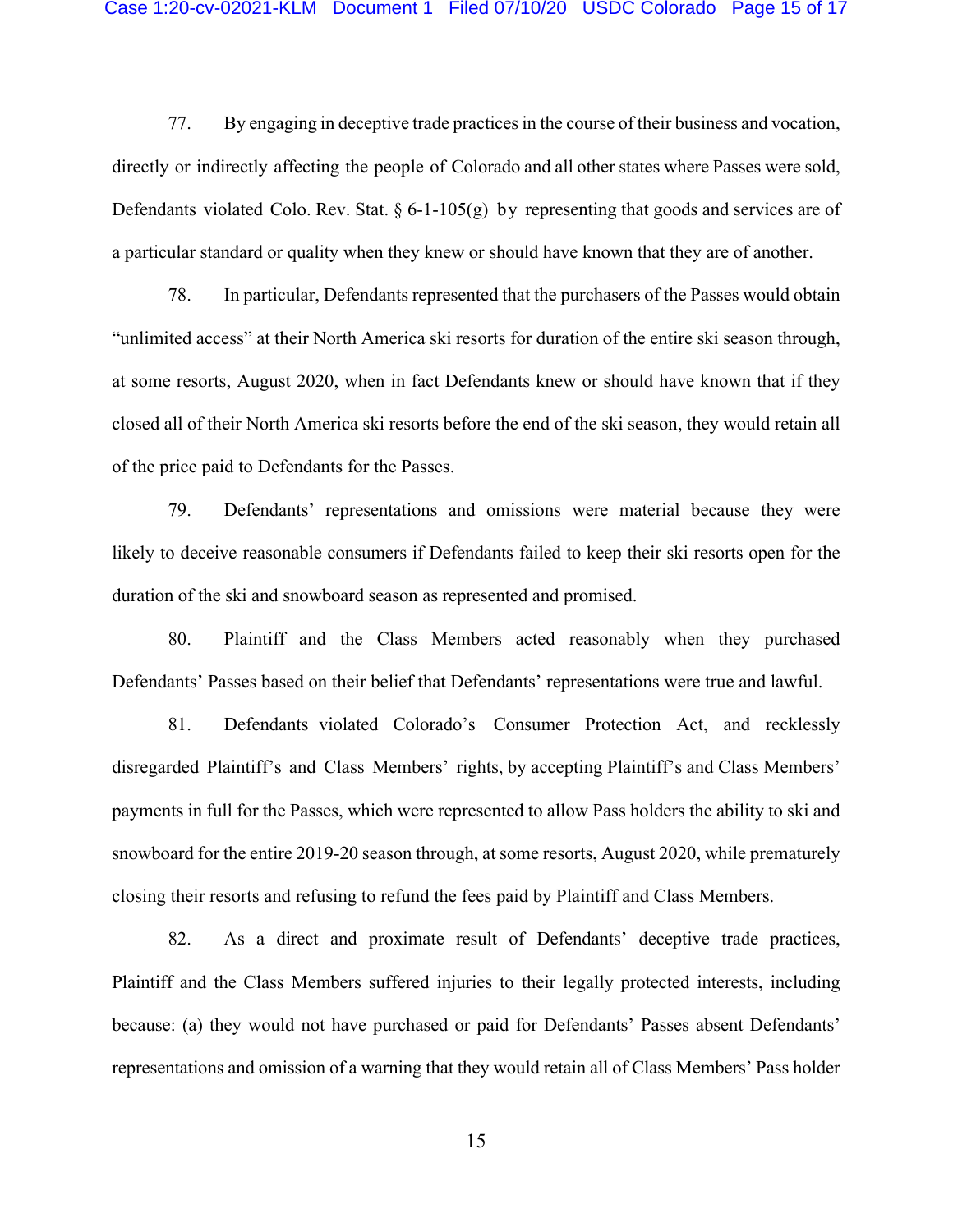77. By engaging in deceptive trade practices in the course of their business and vocation, directly or indirectly affecting the people of Colorado and all other states where Passes were sold, Defendants violated Colo. Rev. Stat. § 6-1-105(g) by representing that goods and services are of a particular standard or quality when they knew or should have known that they are of another.

78. In particular, Defendants represented that the purchasers of the Passes would obtain "unlimited access" at their North America ski resorts for duration of the entire ski season through, at some resorts, August 2020, when in fact Defendants knew or should have known that if they closed all of their North America ski resorts before the end of the ski season, they would retain all of the price paid to Defendants for the Passes.

79. Defendants' representations and omissions were material because they were likely to deceive reasonable consumers if Defendants failed to keep their ski resorts open for the duration of the ski and snowboard season as represented and promised.

80. Plaintiff and the Class Members acted reasonably when they purchased Defendants' Passes based on their belief that Defendants' representations were true and lawful.

81. Defendants violated Colorado's Consumer Protection Act, and recklessly disregarded Plaintiff's and Class Members' rights, by accepting Plaintiff's and Class Members' payments in full for the Passes, which were represented to allow Pass holders the ability to ski and snowboard for the entire 2019-20 season through, at some resorts, August 2020, while prematurely closing their resorts and refusing to refund the fees paid by Plaintiff and Class Members.

82. As a direct and proximate result of Defendants' deceptive trade practices, Plaintiff and the Class Members suffered injuries to their legally protected interests, including because: (a) they would not have purchased or paid for Defendants' Passes absent Defendants' representations and omission of a warning that they would retain all of Class Members' Pass holder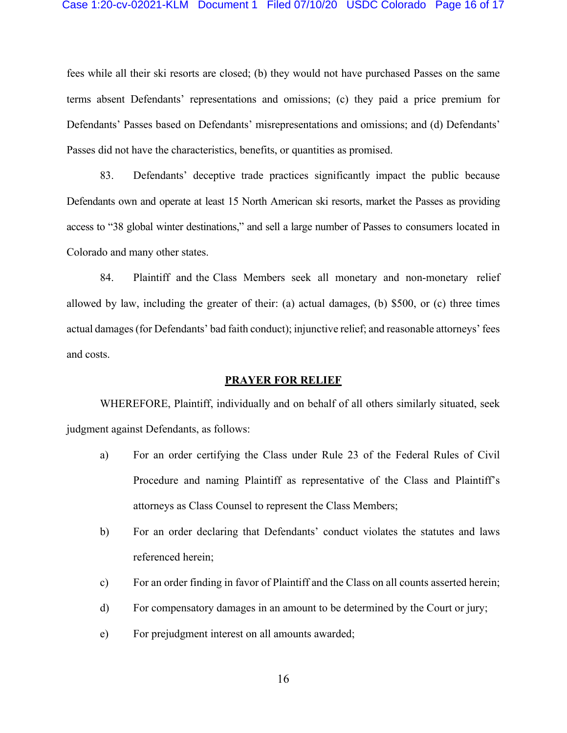fees while all their ski resorts are closed; (b) they would not have purchased Passes on the same terms absent Defendants' representations and omissions; (c) they paid a price premium for Defendants' Passes based on Defendants' misrepresentations and omissions; and (d) Defendants' Passes did not have the characteristics, benefits, or quantities as promised.

83. Defendants' deceptive trade practices significantly impact the public because Defendants own and operate at least 15 North American ski resorts, market the Passes as providing access to "38 global winter destinations," and sell a large number of Passes to consumers located in Colorado and many other states.

84. Plaintiff and the Class Members seek all monetary and non-monetary relief allowed by law, including the greater of their: (a) actual damages, (b) $500, or (c) three times actual damages (for Defendants' bad faith conduct); injunctive relief; and reasonable attorneys' fees and costs.

## PRAYER FOR RELIEF

WHEREFORE, Plaintiff, individually and on behalf of all others similarly situated, seek judgment against Defendants, as follows:

a) For an order certifying the Class under Rule 23 of the Federal Rules of Civil Procedure and naming Plaintiff as representative of the Class and Plaintiff's attorneys as Class Counsel to represent the Class Members;

b) For an order declaring that Defendants' conduct violates the statutes and laws referenced herein;

c) For an order finding in favor of Plaintiff and the Class on all counts asserted herein;

d) For compensatory damages in an amount to be determined by the Court or jury;

e) For prejudgment interest on all amounts awarded;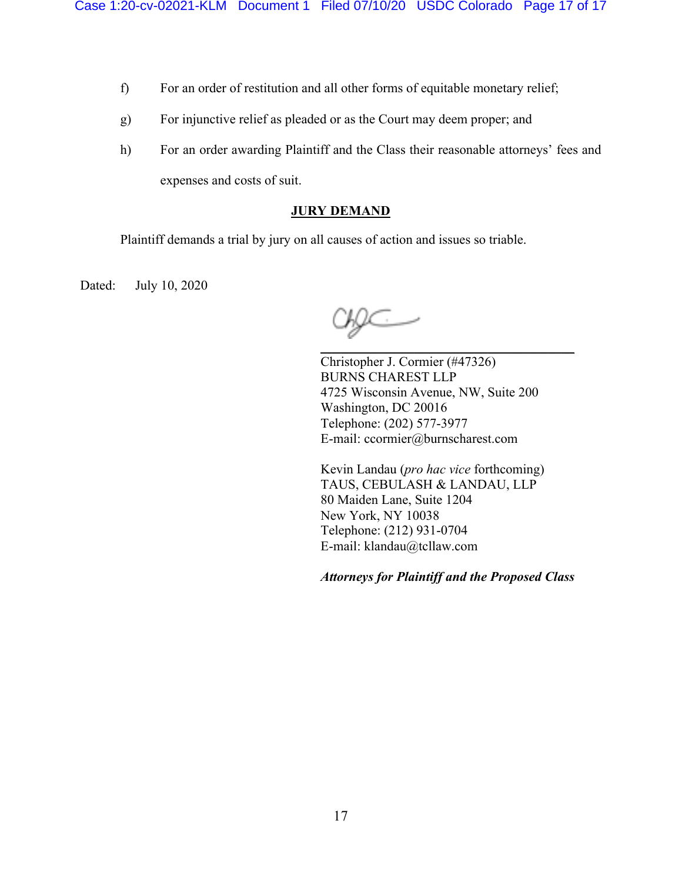f) For an order of restitution and all other forms of equitable monetary relief;

g) For injunctive relief as pleaded or as the Court may deem proper; and

h) For an order awarding Plaintiff and the Class their reasonable attorneys' fees and expenses and costs of suit.

**JURY DEMAND**

Plaintiff demands a trial by jury on all causes of action and issues so triable.

Dated: July 10, 2020

Christopher J. Cormier (#47326)
BURNS CHAREST LLP
4725 Wisconsin Avenue, NW, Suite 200
Washington, DC 20016
Telephone: (202) 577-3977
E-mail: ccormier@burnscharest.com

Kevin Landau (*pro hac vice* forthcoming)
TAUS, CEBULASH & LANDAU, LLP
80 Maiden Lane, Suite 1204
New York, NY 10038
Telephone: (212) 931-0704
E-mail: klandau@tcllaw.com

***Attorneys for Plaintiff and the Proposed Class***